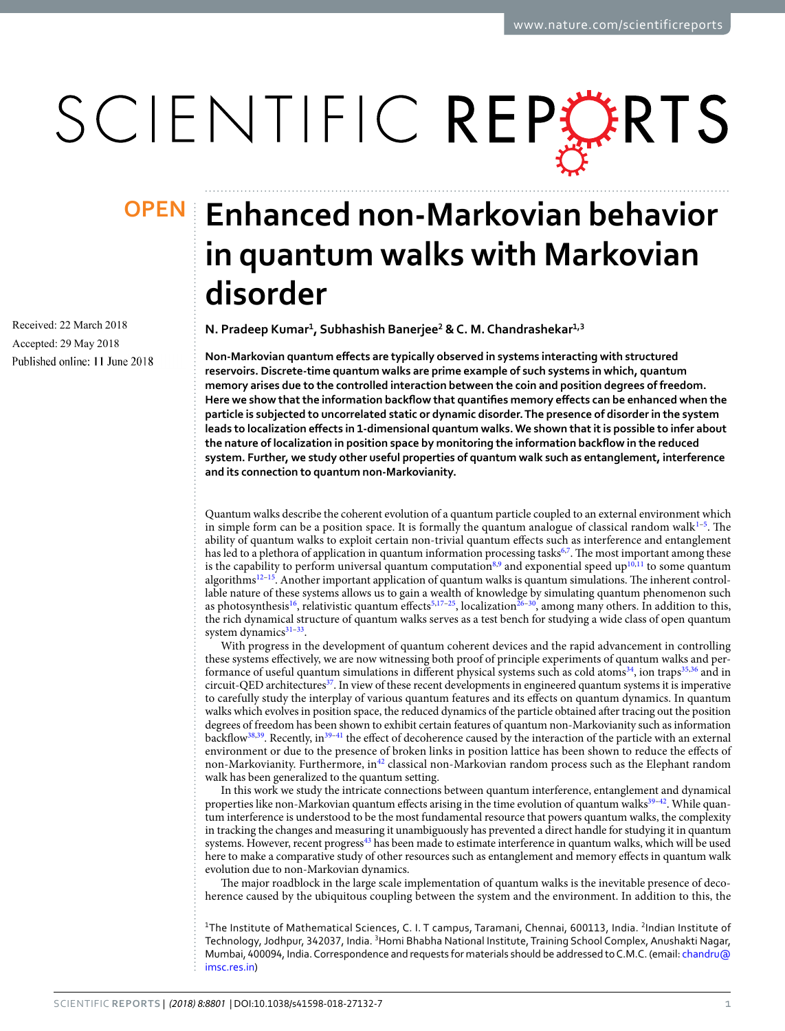OPEN

# Enhanced non-Markovian behavior in quantum walks with Markovian disorder

Received: 22 March 2018

Accepted: 29 May 2018

Published online: 11 June 2018

**N. Pradeep Kumar[1], Subhashish Banerjee[2] & C. M. Chandrashekar[1,3]**

**Non-Markovian quantum effects are typically observed in systems interacting with structured reservoirs. Discrete-time quantum walks are prime example of such systems in which, quantum memory arises due to the controlled interaction between the coin and position degrees of freedom. Here we show that the information backflow that quantifies memory effects can be enhanced when the particle is subjected to uncorrelated static or dynamic disorder. The presence of disorder in the system leads to localization effects in 1-dimensional quantum walks. We shown that it is possible to infer about the nature of localization in position space by monitoring the information backflow in the reduced system. Further, we study other useful properties of quantum walk such as entanglement, interference and its connection to quantum non-Markovianity.**

Quantum walks describe the coherent evolution of a quantum particle coupled to an external environment which in simple form can be a position space. It is formally the quantum analogue of classical random walk[1–5]. The ability of quantum walks to exploit certain non-trivial quantum effects such as interference and entanglement has led to a plethora of application in quantum information processing tasks[6,7]. The most important among these is the capability to perform universal quantum computation[8,9] and exponential speed up[10,11] to some quantum algorithms[12–15]. Another important application of quantum walks is quantum simulations. The inherent controllable nature of these systems allows us to gain a wealth of knowledge by simulating quantum phenomenon such as photosynthesis[16], relativistic quantum effects[5,17–25], localization[26–30], among many others. In addition to this, the rich dynamical structure of quantum walks serves as a test bench for studying a wide class of open quantum system dynamics[31–33].

With progress in the development of quantum coherent devices and the rapid advancement in controlling these systems effectively, we are now witnessing both proof of principle experiments of quantum walks and performance of useful quantum simulations in different physical systems such as cold atoms[34], ion traps[35,36] and in circuit-QED architectures[37]. In view of these recent developments in engineered quantum systems it is imperative to carefully study the interplay of various quantum features and its effects on quantum dynamics. In quantum walks which evolves in position space, the reduced dynamics of the particle obtained after tracing out the position degrees of freedom has been shown to exhibit certain features of quantum non-Markovianity such as information backflow[38,39]. Recently, in[39–41] the effect of decoherence caused by the interaction of the particle with an external environment or due to the presence of broken links in position lattice has been shown to reduce the effects of non-Markovianity. Furthermore, in[42] classical non-Markovian random process such as the Elephant random walk has been generalized to the quantum setting.

In this work we study the intricate connections between quantum interference, entanglement and dynamical properties like non-Markovian quantum effects arising in the time evolution of quantum walks[39–42]. While quantum interference is understood to be the most fundamental resource that powers quantum walks, the complexity in tracking the changes and measuring it unambiguously has prevented a direct handle for studying it in quantum systems. However, recent progress[43] has been made to estimate interference in quantum walks, which will be used here to make a comparative study of other resources such as entanglement and memory effects in quantum walk evolution due to non-Markovian dynamics.

The major roadblock in the large scale implementation of quantum walks is the inevitable presence of decoherence caused by the ubiquitous coupling between the system and the environment. In addition to this, the

[1]The Institute of Mathematical Sciences, C. I. T campus, Taramani, Chennai, 600113, India. [2]Indian Institute of Technology, Jodhpur, 342037, India. [3]Homi Bhabha National Institute, Training School Complex, Anushakti Nagar, Mumbai, 400094, India. Correspondence and requests for materials should be addressed to C.M.C. (email: chandru@imsc.res.in)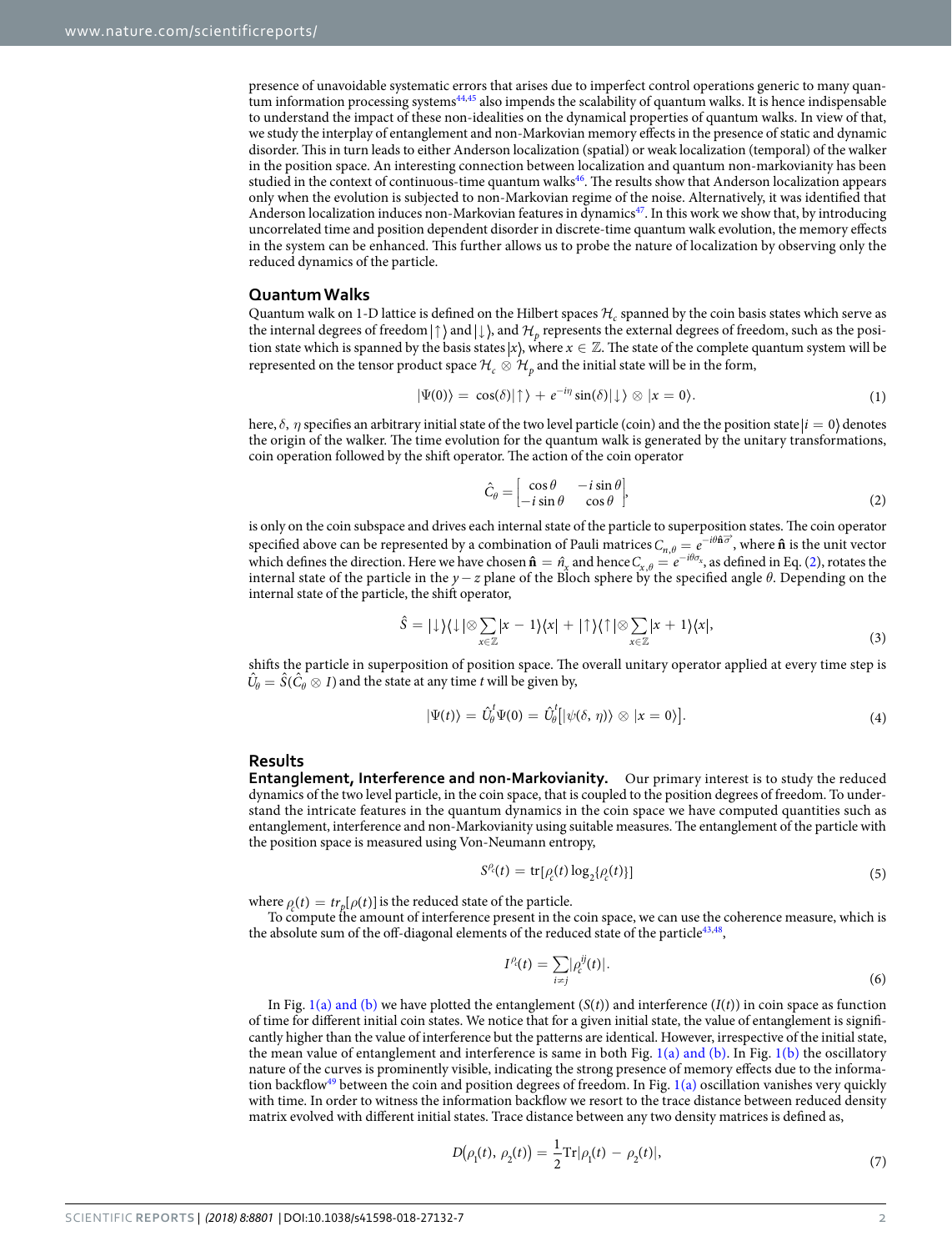presence of unavoidable systematic errors that arises due to imperfect control operations generic to many quantum information processing systems[44,45] also impends the scalability of quantum walks. It is hence indispensable to understand the impact of these non-idealities on the dynamical properties of quantum walks. In view of that, we study the interplay of entanglement and non-Markovian memory effects in the presence of static and dynamic disorder. This in turn leads to either Anderson localization (spatial) or weak localization (temporal) of the walker in the position space. An interesting connection between localization and quantum non-markovianity has been studied in the context of continuous-time quantum walks[46]. The results show that Anderson localization appears only when the evolution is subjected to non-Markovian regime of the noise. Alternatively, it was identified that Anderson localization induces non-Markovian features in dynamics[47]. In this work we show that, by introducing uncorrelated time and position dependent disorder in discrete-time quantum walk evolution, the memory effects in the system can be enhanced. This further allows us to probe the nature of localization by observing only the reduced dynamics of the particle.

## Quantum Walks

Quantum walk on 1-D lattice is defined on the Hilbert spaces $\mathcal{H}_c$ spanned by the coin basis states which serve as the internal degrees of freedom $|\uparrow\rangle$ and $|\downarrow\rangle$, and $\mathcal{H}_p$ represents the external degrees of freedom, such as the position state which is spanned by the basis states $|x\rangle$, where $x \in \mathbb{Z}$. The state of the complete quantum system will be represented on the tensor product space $\mathcal{H}_c \otimes \mathcal{H}_p$ and the initial state will be in the form,

$$|\Psi(0)\rangle = \cos(\delta)|\uparrow\rangle + e^{-i\eta}\sin(\delta)|\downarrow\rangle \otimes |x=0\rangle. \tag{1}$$

here, $\delta$, $\eta$ specifies an arbitrary initial state of the two level particle (coin) and the the position state $|i=0\rangle$ denotes the origin of the walker. The time evolution for the quantum walk is generated by the unitary transformations, coin operation followed by the shift operator. The action of the coin operator

$$\hat{C}_\theta = \begin{bmatrix} \cos\theta & -i\sin\theta \\ -i\sin\theta & \cos\theta \end{bmatrix}, \tag{2}$$

is only on the coin subspace and drives each internal state of the particle to superposition states. The coin operator specified above can be represented by a combination of Pauli matrices $C_{n,\theta} = e^{-i\theta\hat{\mathbf{n}}\vec{\sigma}}$, where $\hat{\mathbf{n}}$ is the unit vector which defines the direction. Here we have chosen $\hat{\mathbf{n}} = \hat{n}_x$ and hence $C_{x,\theta} = e^{-i\theta\sigma_x}$, as defined in Eq. (2), rotates the internal state of the particle in the $y-z$ plane of the Bloch sphere by the specified angle $\theta$. Depending on the internal state of the particle, the shift operator,

$$\hat{S} = |\downarrow\rangle\langle\downarrow| \otimes \sum_{x\in\mathbb{Z}} |x-1\rangle\langle x| + |\uparrow\rangle\langle\uparrow| \otimes \sum_{x\in\mathbb{Z}} |x+1\rangle\langle x|, \tag{3}$$

shifts the particle in superposition of position space. The overall unitary operator applied at every time step is $\hat{U}_\theta = \hat{S}(\hat{C}_\theta \otimes I)$ and the state at any time $t$ will be given by,

$$|\Psi(t)\rangle = \hat{U}_\theta^t \Psi(0) = \hat{U}_\theta^t\big[|\psi(\delta,\eta)\rangle \otimes |x=0\rangle\big]. \tag{4}$$

## Results

**Entanglement, Interference and non-Markovianity.** Our primary interest is to study the reduced dynamics of the two level particle, in the coin space, that is coupled to the position degrees of freedom. To understand the intricate features in the quantum dynamics in the coin space we have computed quantities such as entanglement, interference and non-Markovianity using suitable measures. The entanglement of the particle with the position space is measured using Von-Neumann entropy,

$$S^{\rho_c}(t) = \mathrm{tr}[\rho_c(t)\log_2\{\rho_c(t)\}] \tag{5}$$

where $\rho_c(t) = tr_p[\rho(t)]$ is the reduced state of the particle.

To compute the amount of interference present in the coin space, we can use the coherence measure, which is the absolute sum of the off-diagonal elements of the reduced state of the particle[43,48],

$$I^{\rho_c}(t) = \sum_{i\neq j} |\rho_c^{ij}(t)|. \tag{6}$$

In Fig. 1(a) and (b) we have plotted the entanglement ($S(t)$) and interference ($I(t)$) in coin space as function of time for different initial coin states. We notice that for a given initial state, the value of entanglement is significantly higher than the value of interference but the patterns are identical. However, irrespective of the initial state, the mean value of entanglement and interference is same in both Fig. 1(a) and (b). In Fig. 1(b) the oscillatory nature of the curves is prominently visible, indicating the strong presence of memory effects due to the information backflow[49] between the coin and position degrees of freedom. In Fig. 1(a) oscillation vanishes very quickly with time. In order to witness the information backflow we resort to the trace distance between reduced density matrix evolved with different initial states. Trace distance between any two density matrices is defined as,

$$D\big(\rho_1(t), \rho_2(t)\big) = \frac{1}{2}\mathrm{Tr}|\rho_1(t) - \rho_2(t)|, \tag{7}$$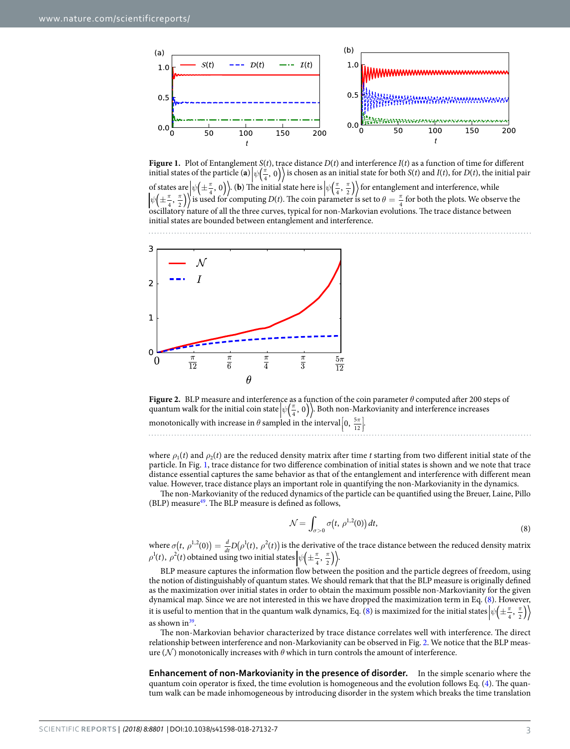**Figure 1.** Plot of Entanglement $S(t)$, trace distance $D(t)$ and interference $I(t)$ as a function of time for different initial states of the particle (**a**) $\left|\psi\left(\frac{\pi}{4}, 0\right)\right\rangle$ is chosen as an initial state for both $S(t)$ and $I(t)$, for $D(t)$, the initial pair of states are $\left|\psi\left(\pm\frac{\pi}{4}, 0\right)\right\rangle$. (**b**) The initial state here is $\left|\psi\left(\frac{\pi}{4}, \frac{\pi}{2}\right)\right\rangle$ for entanglement and interference, while $\left|\psi\left(\pm\frac{\pi}{4}, \frac{\pi}{2}\right)\right\rangle$ is used for computing $D(t)$. The coin parameter is set to $\theta = \frac{\pi}{4}$ for both the plots. We observe the oscillatory nature of all the three curves, typical for non-Markovian evolutions. The trace distance between initial states are bounded between entanglement and interference.

**Figure 2.** BLP measure and interference as a function of the coin parameter $\theta$ computed after 200 steps of quantum walk for the initial coin state $\left|\psi\left(\frac{\pi}{4}, 0\right)\right\rangle$. Both non-Markovianity and interference increases monotonically with increase in $\theta$ sampled in the interval $\left[0, \frac{5\pi}{12}\right]$.

where $\rho_1(t)$ and $\rho_2(t)$ are the reduced density matrix after time $t$ starting from two different initial state of the particle. In Fig. 1, trace distance for two difference combination of initial states is shown and we note that trace distance essential captures the same behavior as that of the entanglement and interference with different mean value. However, trace distance plays an important role in quantifying the non-Markovianity in the dynamics.

The non-Markovianity of the reduced dynamics of the particle can be quantified using the Breuer, Laine, Pillo (BLP) measure[49]. The BLP measure is defined as follows,

$$\mathcal{N} = \int_{\sigma>0} \sigma\left(t, \rho^{1,2}(0)\right) dt, \tag{8}$$

where $\sigma\left(t, \rho^{1,2}(0)\right) = \frac{d}{dt} D\left(\rho^1(t), \rho^2(t)\right)$ is the derivative of the trace distance between the reduced density matrix $\rho^1(t)$, $\rho^2(t)$ obtained using two initial states $\left|\psi\left(\pm\frac{\pi}{4}, \frac{\pi}{2}\right)\right\rangle$.

BLP measure captures the information flow between the position and the particle degrees of freedom, using the notion of distinguishably of quantum states. We should remark that that the BLP measure is originally defined as the maximization over initial states in order to obtain the maximum possible non-Markovianity for the given dynamical map. Since we are not interested in this we have dropped the maximization term in Eq. (8). However, it is useful to mention that in the quantum walk dynamics, Eq. (8) is maximized for the initial states $\left|\psi\left(\pm\frac{\pi}{4}, \frac{\pi}{2}\right)\right\rangle$ as shown in[39].

The non-Markovian behavior characterized by trace distance correlates well with interference. The direct relationship between interference and non-Markovianity can be observed in Fig. 2. We notice that the BLP measure ($\mathcal{N}$) monotonically increases with $\theta$ which in turn controls the amount of interference.

**Enhancement of non-Markovianity in the presence of disorder.** In the simple scenario where the quantum coin operator is fixed, the time evolution is homogeneous and the evolution follows Eq. (4). The quantum walk can be made inhomogeneous by introducing disorder in the system which breaks the time translation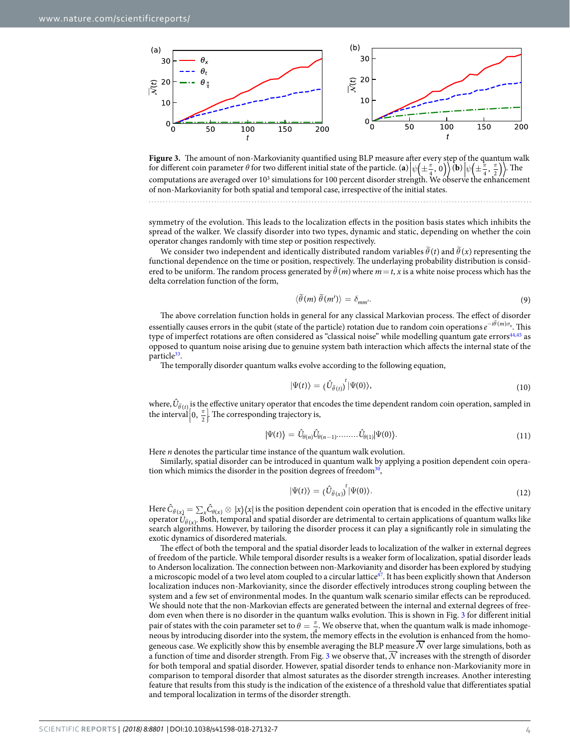**Figure 3.** The amount of non-Markovianity quantified using BLP measure after every step of the quantum walk for different coin parameter $\theta$ for two different initial state of the particle. (**a**) $\left|\psi\left(\pm\frac{\pi}{4}, 0\right)\right\rangle$ (**b**) $\left|\psi\left(\pm\frac{\pi}{4}, \frac{\pi}{2}\right)\right\rangle$. The computations are averaged over $10^3$ simulations for 100 percent disorder strength. We observe the enhancement of non-Markovianity for both spatial and temporal case, irrespective of the initial states.

symmetry of the evolution. This leads to the localization effects in the position basis states which inhibits the spread of the walker. We classify disorder into two types, dynamic and static, depending on whether the coin operator changes randomly with time step or position respectively.

We consider two independent and identically distributed random variables $\tilde{\theta}(t)$ and $\tilde{\theta}(x)$ representing the functional dependence on the time or position, respectively. The underlaying probability distribution is considered to be uniform. The random process generated by $\tilde{\theta}(m)$ where $m = t, x$ is a white noise process which has the delta correlation function of the form,

$$\langle \tilde{\theta}(m)\, \tilde{\theta}(m') \rangle = \delta_{mm'}. \tag{9}$$

The above correlation function holds in general for any classical Markovian process. The effect of disorder essentially causes errors in the qubit (state of the particle) rotation due to random coin operations $e^{-i\tilde{\theta}(m)\sigma_x}$. This type of imperfect rotations are often considered as "classical noise" while modelling quantum gate errors[44,45] as opposed to quantum noise arising due to genuine system bath interaction which affects the internal state of the particle[33].

The temporally disorder quantum walks evolve according to the following equation,

$$|\Psi(t)\rangle = (\hat{U}_{\tilde{\theta}(t)})^t |\Psi(0)\rangle, \tag{10}$$

where, $\hat{U}_{\tilde{\theta}(t)}$ is the effective unitary operator that encodes the time dependent random coin operation, sampled in the interval $\left[0, \frac{\pi}{2}\right]$. The corresponding trajectory is,

$$|\Psi(t)\rangle = \hat{U}_{\theta(n)}\hat{U}_{\theta(n-1)}\cdots\cdots\hat{U}_{\theta(1)}|\Psi(0)\rangle. \tag{11}$$

Here $n$ denotes the particular time instance of the quantum walk evolution.

Similarly, spatial disorder can be introduced in quantum walk by applying a position dependent coin operation which mimics the disorder in the position degrees of freedom[30],

$$|\Psi(t)\rangle = (\hat{U}_{\tilde{\theta}(x)})^t |\Psi(0)\rangle. \tag{12}$$

Here $\hat{C}_{\tilde{\theta}(x)} = \sum_x \hat{C}_{\theta(x)} \otimes |x\rangle\langle x|$ is the position dependent coin operation that is encoded in the effective unitary operator $\hat{U}_{\tilde{\theta}(x)}$. Both, temporal and spatial disorder are detrimental to certain applications of quantum walks like search algorithms. However, by tailoring the disorder process it can play a significantly role in simulating the exotic dynamics of disordered materials.

The effect of both the temporal and the spatial disorder leads to localization of the walker in external degrees of freedom of the particle. While temporal disorder results is a weaker form of localization, spatial disorder leads to Anderson localization. The connection between non-Markovianity and disorder has been explored by studying a microscopic model of a two level atom coupled to a circular lattice[47]. It has been explicitly shown that Anderson localization induces non-Markovianity, since the disorder effectively introduces strong coupling between the system and a few set of environmental modes. In the quantum walk scenario similar effects can be reproduced. We should note that the non-Markovian effects are generated between the internal and external degrees of freedom even when there is no disorder in the quantum walks evolution. This is shown in Fig. 3 for different initial pair of states with the coin parameter set to $\theta = \frac{\pi}{4}$. We observe that, when the quantum walk is made inhomogeneous by introducing disorder into the system, the memory effects in the evolution is enhanced from the homogeneous case. We explicitly show this by ensemble averaging the BLP measure $\overline{\mathcal{N}}$ over large simulations, both as a function of time and disorder strength. From Fig. 3 we observe that, $\overline{\mathcal{N}}$ increases with the strength of disorder for both temporal and spatial disorder. However, spatial disorder tends to enhance non-Markovianity more in comparison to temporal disorder that almost saturates as the disorder strength increases. Another interesting feature that results from this study is the indication of the existence of a threshold value that differentiates spatial and temporal localization in terms of the disorder strength.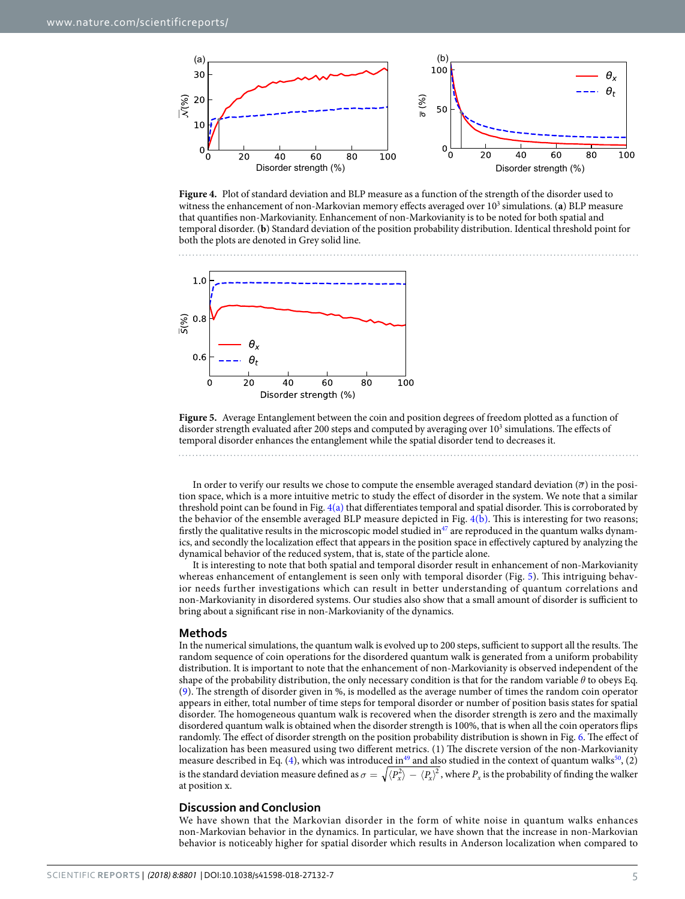**Figure 4.** Plot of standard deviation and BLP measure as a function of the strength of the disorder used to witness the enhancement of non-Markovian memory effects averaged over $10^3$ simulations. (**a**) BLP measure that quantifies non-Markovianity. Enhancement of non-Markovianity is to be noted for both spatial and temporal disorder. (**b**) Standard deviation of the position probability distribution. Identical threshold point for both the plots are denoted in Grey solid line.

**Figure 5.** Average Entanglement between the coin and position degrees of freedom plotted as a function of disorder strength evaluated after 200 steps and computed by averaging over $10^3$ simulations. The effects of temporal disorder enhances the entanglement while the spatial disorder tend to decreases it.

In order to verify our results we chose to compute the ensemble averaged standard deviation ($\overline{\sigma}$) in the position space, which is a more intuitive metric to study the effect of disorder in the system. We note that a similar threshold point can be found in Fig. 4(a) that differentiates temporal and spatial disorder. This is corroborated by the behavior of the ensemble averaged BLP measure depicted in Fig. 4(b). This is interesting for two reasons; firstly the qualitative results in the microscopic model studied in[47] are reproduced in the quantum walks dynamics, and secondly the localization effect that appears in the position space in effectively captured by analyzing the dynamical behavior of the reduced system, that is, state of the particle alone.

It is interesting to note that both spatial and temporal disorder result in enhancement of non-Markovianity whereas enhancement of entanglement is seen only with temporal disorder (Fig. 5). This intriguing behavior needs further investigations which can result in better understanding of quantum correlations and non-Markovianity in disordered systems. Our studies also show that a small amount of disorder is sufficient to bring about a significant rise in non-Markovianity of the dynamics.

## Methods

In the numerical simulations, the quantum walk is evolved up to 200 steps, sufficient to support all the results. The random sequence of coin operations for the disordered quantum walk is generated from a uniform probability distribution. It is important to note that the enhancement of non-Markovianity is observed independent of the shape of the probability distribution, the only necessary condition is that for the random variable $\theta$ to obeys Eq. (9). The strength of disorder given in %, is modelled as the average number of times the random coin operator appears in either, total number of time steps for temporal disorder or number of position basis states for spatial disorder. The homogeneous quantum walk is recovered when the disorder strength is zero and the maximally disordered quantum walk is obtained when the disorder strength is 100%, that is when all the coin operators flips randomly. The effect of disorder strength on the position probability distribution is shown in Fig. 6. The effect of localization has been measured using two different metrics. (1) The discrete version of the non-Markovianity measure described in Eq. (4), which was introduced in[49] and also studied in the context of quantum walks[50], (2) is the standard deviation measure defined as $\sigma = \sqrt{\langle P_x^2\rangle - \langle P_x\rangle^2}$, where $P_x$ is the probability of finding the walker at position x.

## Discussion and Conclusion

We have shown that the Markovian disorder in the form of white noise in quantum walks enhances non-Markovian behavior in the dynamics. In particular, we have shown that the increase in non-Markovian behavior is noticeably higher for spatial disorder which results in Anderson localization when compared to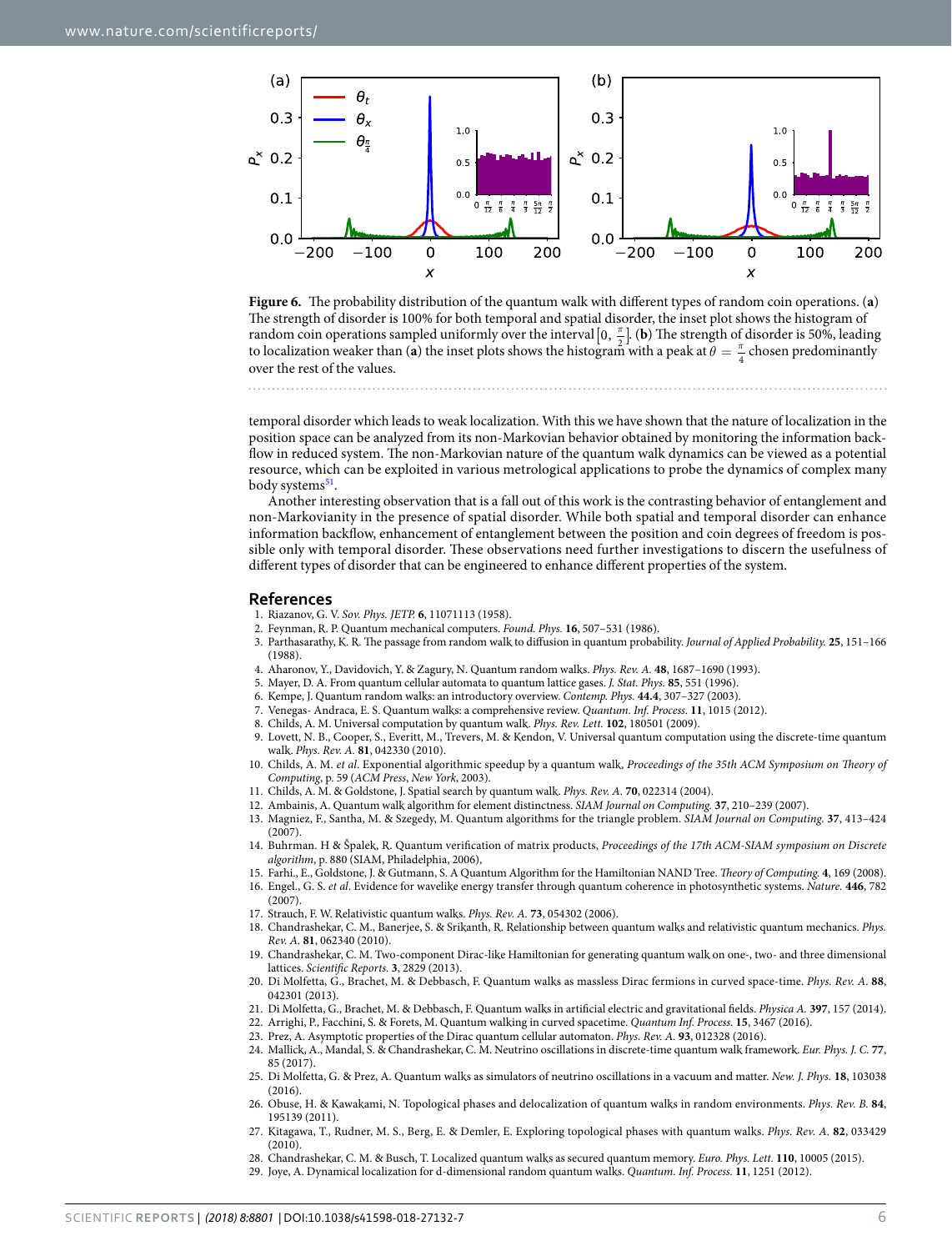**Figure 6.** The probability distribution of the quantum walk with different types of random coin operations. (**a**) The strength of disorder is 100% for both temporal and spatial disorder, the inset plot shows the histogram of random coin operations sampled uniformly over the interval $[0, \frac{\pi}{2}]$. (**b**) The strength of disorder is 50%, leading to localization weaker than (**a**) the inset plots shows the histogram with a peak at $\theta = \frac{\pi}{4}$ chosen predominantly over the rest of the values.

temporal disorder which leads to weak localization. With this we have shown that the nature of localization in the position space can be analyzed from its non-Markovian behavior obtained by monitoring the information backflow in reduced system. The non-Markovian nature of the quantum walk dynamics can be viewed as a potential resource, which can be exploited in various metrological applications to probe the dynamics of complex many body systems[51].

Another interesting observation that is a fall out of this work is the contrasting behavior of entanglement and non-Markovianity in the presence of spatial disorder. While both spatial and temporal disorder can enhance information backflow, enhancement of entanglement between the position and coin degrees of freedom is possible only with temporal disorder. These observations need further investigations to discern the usefulness of different types of disorder that can be engineered to enhance different properties of the system.

## References

1. Riazanov, G. V. *Sov. Phys. JETP.* **6**, 11071113 (1958).
2. Feynman, R. P. Quantum mechanical computers. *Found. Phys.* **16**, 507–531 (1986).
3. Parthasarathy, K. R. The passage from random walk to diffusion in quantum probability. *Journal of Applied Probability.* **25**, 151–166 (1988).
4. Aharonov, Y., Davidovich, Y. & Zagury, N. Quantum random walks. *Phys. Rev. A.* **48**, 1687–1690 (1993).
5. Mayer, D. A. From quantum cellular automata to quantum lattice gases. *J. Stat. Phys.* **85**, 551 (1996).
6. Kempe, J. Quantum random walks: an introductory overview. *Contemp. Phys.* **44.4**, 307–327 (2003).
7. Venegas- Andraca, E. S. Quantum walks: a comprehensive review. *Quantum. Inf. Process.* **11**, 1015 (2012).
8. Childs, A. M. Universal computation by quantum walk. *Phys. Rev. Lett.* **102**, 180501 (2009).
9. Lovett, N. B., Cooper, S., Everitt, M., Trevers, M. & Kendon, V. Universal quantum computation using the discrete-time quantum walk. *Phys. Rev. A.* **81**, 042330 (2010).
10. Childs, A. M. *et al*. Exponential algorithmic speedup by a quantum walk, *Proceedings of the 35th ACM Symposium on Theory of Computing*, p. 59 (*ACM Press*, *New York*, 2003).
11. Childs, A. M. & Goldstone, J. Spatial search by quantum walk. *Phys. Rev. A.* **70**, 022314 (2004).
12. Ambainis, A. Quantum walk algorithm for element distinctness. *SIAM Journal on Computing.* **37**, 210–239 (2007).
13. Magniez, F., Santha, M. & Szegedy, M. Quantum algorithms for the triangle problem. *SIAM Journal on Computing.* **37**, 413–424 (2007).
14. Buhrman. H & Špalek, R. Quantum verification of matrix products, *Proceedings of the 17th ACM-SIAM symposium on Discrete algorithm*, p. 880 (SIAM, Philadelphia, 2006),
15. Farhi., E., Goldstone, J. & Gutmann, S. A Quantum Algorithm for the Hamiltonian NAND Tree. *Theory of Computing.* **4**, 169 (2008).
16. Engel., G. S. *et al*. Evidence for wavelike energy transfer through quantum coherence in photosynthetic systems. *Nature.* **446**, 782 (2007).
17. Strauch, F. W. Relativistic quantum walks. *Phys. Rev. A.* **73**, 054302 (2006).
18. Chandrashekar, C. M., Banerjee, S. & Srikanth, R. Relationship between quantum walks and relativistic quantum mechanics. *Phys. Rev. A.* **81**, 062340 (2010).
19. Chandrashekar, C. M. Two-component Dirac-like Hamiltonian for generating quantum walk on one-, two- and three dimensional lattices. *Scientific Reports.* **3**, 2829 (2013).
20. Di Molfetta, G., Brachet, M. & Debbasch, F. Quantum walks as massless Dirac fermions in curved space-time. *Phys. Rev. A.* **88**, 042301 (2013).
21. Di Molfetta, G., Brachet, M. & Debbasch, F. Quantum walks in artificial electric and gravitational fields. *Physica A.* **397**, 157 (2014).
22. Arrighi, P., Facchini, S. & Forets, M. Quantum walking in curved spacetime. *Quantum Inf. Process.* **15**, 3467 (2016).
23. Prez, A. Asymptotic properties of the Dirac quantum cellular automaton. *Phys. Rev. A.* **93**, 012328 (2016).
24. Mallick, A., Mandal, S. & Chandrashekar, C. M. Neutrino oscillations in discrete-time quantum walk framework. *Eur. Phys. J. C.* **77**, 85 (2017).
25. Di Molfetta, G. & Prez, A. Quantum walks as simulators of neutrino oscillations in a vacuum and matter. *New. J. Phys.* **18**, 103038 (2016).
26. Obuse, H. & Kawakami, N. Topological phases and delocalization of quantum walks in random environments. *Phys. Rev. B.* **84**, 195139 (2011).
27. Kitagawa, T., Rudner, M. S., Berg, E. & Demler, E. Exploring topological phases with quantum walks. *Phys. Rev. A.* **82**, 033429 (2010).
28. Chandrashekar, C. M. & Busch, T. Localized quantum walks as secured quantum memory. *Euro. Phys. Lett.* **110**, 10005 (2015).
29. Joye, A. Dynamical localization for d-dimensional random quantum walks. *Quantum. Inf. Process.* **11**, 1251 (2012).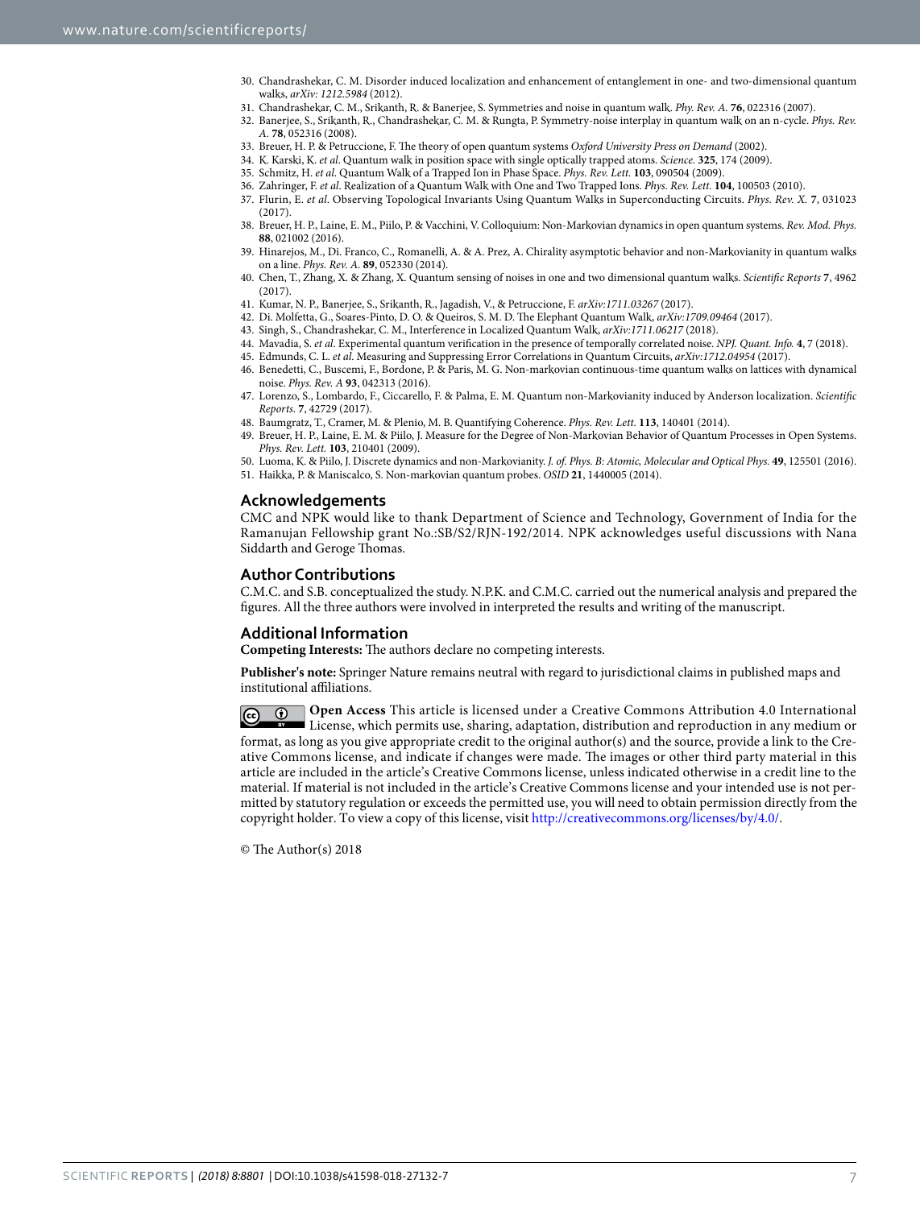30. Chandrashekar, C. M. Disorder induced localization and enhancement of entanglement in one- and two-dimensional quantum walks, *arXiv: 1212.5984* (2012).
31. Chandrashekar, C. M., Srikanth, R. & Banerjee, S. Symmetries and noise in quantum walk. *Phy. Rev. A.* **76**, 022316 (2007).
32. Banerjee, S., Srikanth, R., Chandrashekar, C. M. & Rungta, P. Symmetry-noise interplay in quantum walk on an n-cycle. *Phys. Rev. A.* **78**, 052316 (2008).
33. Breuer, H. P. & Petruccione, F. The theory of open quantum systems *Oxford University Press on Demand* (2002).
34. K. Karski, K. *et al*. Quantum walk in position space with single optically trapped atoms. *Science.* **325**, 174 (2009).
35. Schmitz, H. *et al*. Quantum Walk of a Trapped Ion in Phase Space. *Phys. Rev. Lett.* **103**, 090504 (2009).
36. Zahringer, F. *et al*. Realization of a Quantum Walk with One and Two Trapped Ions. *Phys. Rev. Lett.* **104**, 100503 (2010).
37. Flurin, E. *et al*. Observing Topological Invariants Using Quantum Walks in Superconducting Circuits. *Phys. Rev. X.* **7**, 031023 (2017).
38. Breuer, H. P., Laine, E. M., Piilo, P. & Vacchini, V. Colloquium: Non-Markovian dynamics in open quantum systems. *Rev. Mod. Phys.* **88**, 021002 (2016).
39. Hinarejos, M., Di. Franco, C., Romanelli, A. & A. Prez, A. Chirality asymptotic behavior and non-Markovianity in quantum walks on a line. *Phys. Rev. A.* **89**, 052330 (2014).
40. Chen, T., Zhang, X. & Zhang, X. Quantum sensing of noises in one and two dimensional quantum walks. *Scientific Reports* **7**, 4962 (2017).
41. Kumar, N. P., Banerjee, S., Srikanth, R., Jagadish, V., & Petruccione, F. *arXiv:1711.03267* (2017).
42. Di. Molfetta, G., Soares-Pinto, D. O. & Queiros, S. M. D. The Elephant Quantum Walk, *arXiv:1709.09464* (2017).
43. Singh, S., Chandrashekar, C. M., Interference in Localized Quantum Walk, *arXiv:1711.06217* (2018).
44. Mavadia, S. *et al*. Experimental quantum verification in the presence of temporally correlated noise. *NPJ. Quant. Info.* **4**, 7 (2018).
45. Edmunds, C. L. *et al*. Measuring and Suppressing Error Correlations in Quantum Circuits, *arXiv:1712.04954* (2017).
46. Benedetti, C., Buscemi, F., Bordone, P. & Paris, M. G. Non-markovian continuous-time quantum walks on lattices with dynamical noise. *Phys. Rev. A* **93**, 042313 (2016).
47. Lorenzo, S., Lombardo, F., Ciccarello, F. & Palma, E. M. Quantum non-Markovianity induced by Anderson localization. *Scientific Reports*. **7**, 42729 (2017).
48. Baumgratz, T., Cramer, M. & Plenio, M. B. Quantifying Coherence. *Phys. Rev. Lett.* **113**, 140401 (2014).
49. Breuer, H. P., Laine, E. M. & Piilo, J. Measure for the Degree of Non-Markovian Behavior of Quantum Processes in Open Systems. *Phys. Rev. Lett.* **103**, 210401 (2009).
50. Luoma, K. & Piilo, J. Discrete dynamics and non-Markovianity. *J. of. Phys. B: Atomic, Molecular and Optical Phys.* **49**, 125501 (2016).
51. Haikka, P. & Maniscalco, S. Non-markovian quantum probes. *OSID* **21**, 1440005 (2014).

## Acknowledgements

CMC and NPK would like to thank Department of Science and Technology, Government of India for the Ramanujan Fellowship grant No.:SB/S2/RJN-192/2014. NPK acknowledges useful discussions with Nana Siddarth and Geroge Thomas.

## Author Contributions

C.M.C. and S.B. conceptualized the study. N.P.K. and C.M.C. carried out the numerical analysis and prepared the figures. All the three authors were involved in interpreted the results and writing of the manuscript.

## Additional Information

**Competing Interests:** The authors declare no competing interests.

**Publisher's note:** Springer Nature remains neutral with regard to jurisdictional claims in published maps and institutional affiliations.

**Open Access** This article is licensed under a Creative Commons Attribution 4.0 International License, which permits use, sharing, adaptation, distribution and reproduction in any medium or format, as long as you give appropriate credit to the original author(s) and the source, provide a link to the Creative Commons license, and indicate if changes were made. The images or other third party material in this article are included in the article's Creative Commons license, unless indicated otherwise in a credit line to the material. If material is not included in the article's Creative Commons license and your intended use is not permitted by statutory regulation or exceeds the permitted use, you will need to obtain permission directly from the copyright holder. To view a copy of this license, visit http://creativecommons.org/licenses/by/4.0/.

© The Author(s) 2018